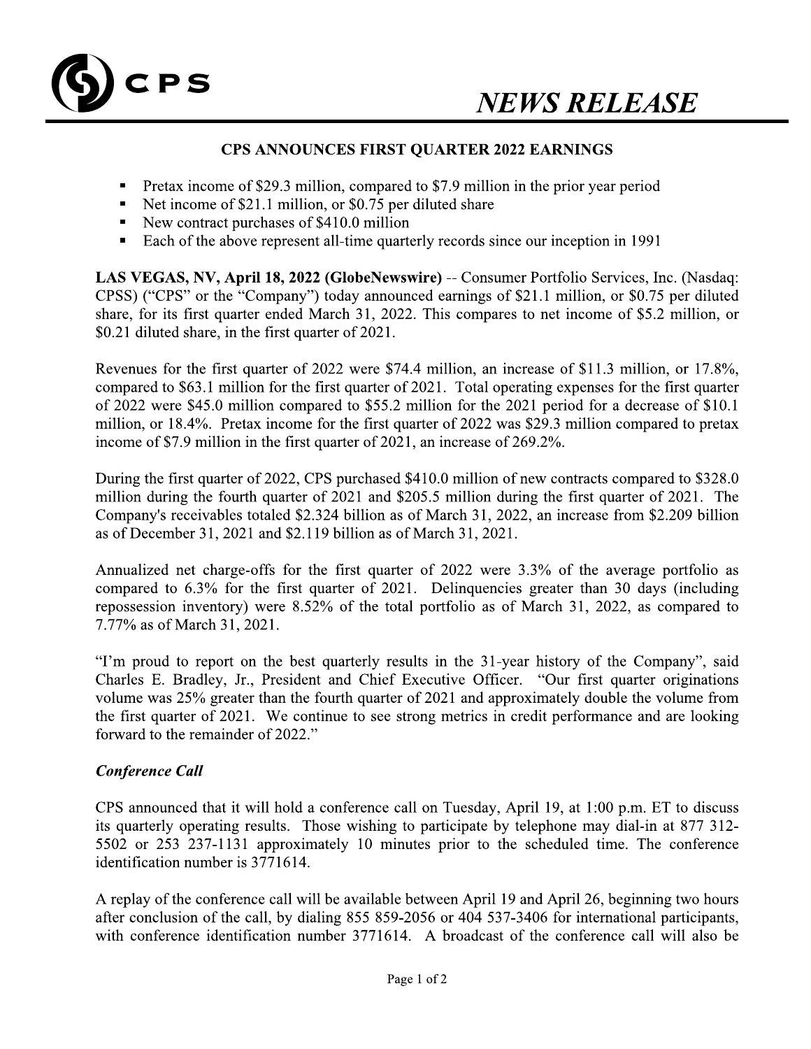# NEWS RELEASE

## CPS ANNOUNCES FIRST QUARTER 2022 EARNINGS

- Pretax income of $29.3 million, compared to $7.9 million in the prior year period
- Net income of $21.1 million, or $0.75 per diluted share
- New contract purchases of $410.0 million
- Each of the above represent all-time quarterly records since our inception in 1991

**LAS VEGAS, NV, April 18, 2022 (GlobeNewswire)** -- Consumer Portfolio Services, Inc. (Nasdaq: CPSS) ("CPS" or the "Company") today announced earnings of $21.1 million, or $0.75 per diluted share, for its first quarter ended March 31, 2022. This compares to net income of $5.2 million, or $0.21 diluted share, in the first quarter of 2021.

Revenues for the first quarter of 2022 were $74.4 million, an increase of $11.3 million, or 17.8%, compared to $63.1 million for the first quarter of 2021. Total operating expenses for the first quarter of 2022 were $45.0 million compared to $55.2 million for the 2021 period for a decrease of $10.1 million, or 18.4%. Pretax income for the first quarter of 2022 was $29.3 million compared to pretax income of $7.9 million in the first quarter of 2021, an increase of 269.2%.

During the first quarter of 2022, CPS purchased $410.0 million of new contracts compared to $328.0 million during the fourth quarter of 2021 and $205.5 million during the first quarter of 2021. The Company's receivables totaled $2.324 billion as of March 31, 2022, an increase from $2.209 billion as of December 31, 2021 and $2.119 billion as of March 31, 2021.

Annualized net charge-offs for the first quarter of 2022 were 3.3% of the average portfolio as compared to 6.3% for the first quarter of 2021. Delinquencies greater than 30 days (including repossession inventory) were 8.52% of the total portfolio as of March 31, 2022, as compared to 7.77% as of March 31, 2021.

"I'm proud to report on the best quarterly results in the 31-year history of the Company", said Charles E. Bradley, Jr., President and Chief Executive Officer. "Our first quarter originations volume was 25% greater than the fourth quarter of 2021 and approximately double the volume from the first quarter of 2021. We continue to see strong metrics in credit performance and are looking forward to the remainder of 2022."

### *Conference Call*

CPS announced that it will hold a conference call on Tuesday, April 19, at 1:00 p.m. ET to discuss its quarterly operating results. Those wishing to participate by telephone may dial-in at 877 312-5502 or 253 237-1131 approximately 10 minutes prior to the scheduled time. The conference identification number is 3771614.

A replay of the conference call will be available between April 19 and April 26, beginning two hours after conclusion of the call, by dialing 855 859-2056 or 404 537-3406 for international participants, with conference identification number 3771614. A broadcast of the conference call will also be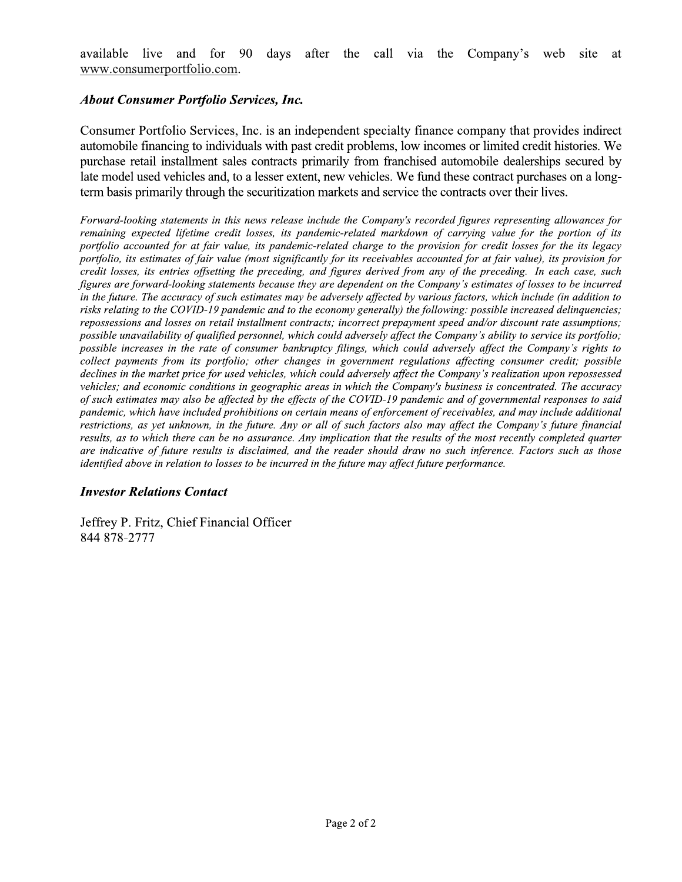available live and for 90 days after the call via the Company's web site at www.consumerportfolio.com.

### *About Consumer Portfolio Services, Inc.*

Consumer Portfolio Services, Inc. is an independent specialty finance company that provides indirect automobile financing to individuals with past credit problems, low incomes or limited credit histories. We purchase retail installment sales contracts primarily from franchised automobile dealerships secured by late model used vehicles and, to a lesser extent, new vehicles. We fund these contract purchases on a long-term basis primarily through the securitization markets and service the contracts over their lives.

*Forward-looking statements in this news release include the Company's recorded figures representing allowances for remaining expected lifetime credit losses, its pandemic-related markdown of carrying value for the portion of its portfolio accounted for at fair value, its pandemic-related charge to the provision for credit losses for the its legacy portfolio, its estimates of fair value (most significantly for its receivables accounted for at fair value), its provision for credit losses, its entries offsetting the preceding, and figures derived from any of the preceding. In each case, such figures are forward-looking statements because they are dependent on the Company's estimates of losses to be incurred in the future. The accuracy of such estimates may be adversely affected by various factors, which include (in addition to risks relating to the COVID-19 pandemic and to the economy generally) the following: possible increased delinquencies; repossessions and losses on retail installment contracts; incorrect prepayment speed and/or discount rate assumptions; possible unavailability of qualified personnel, which could adversely affect the Company's ability to service its portfolio; possible increases in the rate of consumer bankruptcy filings, which could adversely affect the Company's rights to collect payments from its portfolio; other changes in government regulations affecting consumer credit; possible declines in the market price for used vehicles, which could adversely affect the Company's realization upon repossessed vehicles; and economic conditions in geographic areas in which the Company's business is concentrated. The accuracy of such estimates may also be affected by the effects of the COVID-19 pandemic and of governmental responses to said pandemic, which have included prohibitions on certain means of enforcement of receivables, and may include additional restrictions, as yet unknown, in the future. Any or all of such factors also may affect the Company's future financial results, as to which there can be no assurance. Any implication that the results of the most recently completed quarter are indicative of future results is disclaimed, and the reader should draw no such inference. Factors such as those identified above in relation to losses to be incurred in the future may affect future performance.*

### *Investor Relations Contact*

Jeffrey P. Fritz, Chief Financial Officer
844 878-2777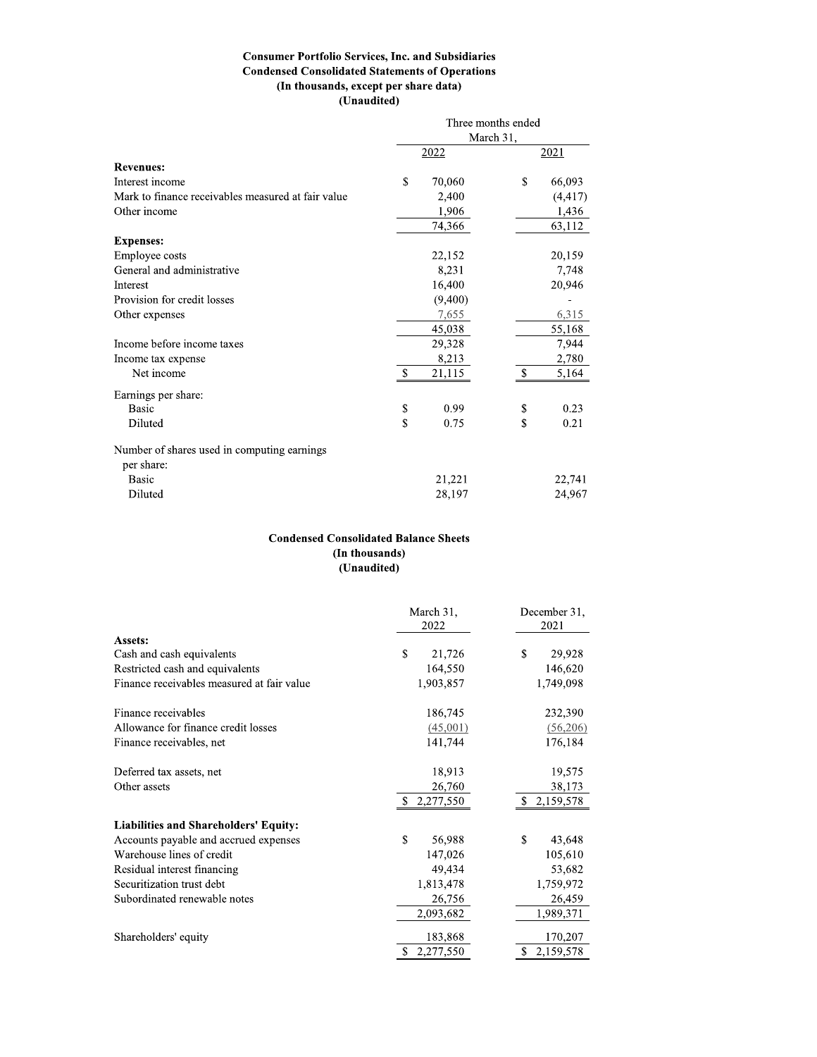# Consumer Portfolio Services, Inc. and Subsidiaries
## Condensed Consolidated Statements of Operations
**(In thousands, except per share data)**
**(Unaudited)**

| | Three months ended March 31, | |
|---|---|---|
| | 2022 | 2021 |
| **Revenues:** | | |
| Interest income | $ 70,060 | $ 66,093 |
| Mark to finance receivables measured at fair value | 2,400 | (4,417) |
| Other income | 1,906 | 1,436 |
| | 74,366 | 63,112 |
| **Expenses:** | | |
| Employee costs | 22,152 | 20,159 |
| General and administrative | 8,231 | 7,748 |
| Interest | 16,400 | 20,946 |
| Provision for credit losses | (9,400) | - |
| Other expenses | 7,655 | 6,315 |
| | 45,038 | 55,168 |
| Income before income taxes | 29,328 | 7,944 |
| Income tax expense | 8,213 | 2,780 |
| Net income | $ 21,115 | $ 5,164 |
| Earnings per share: | | |
| Basic | $ 0.99 | $ 0.23 |
| Diluted | $ 0.75 | $ 0.21 |
| Number of shares used in computing earnings per share: | | |
| Basic | 21,221 | 22,741 |
| Diluted | 28,197 | 24,967 |

## Condensed Consolidated Balance Sheets
**(In thousands)**
**(Unaudited)**

| | March 31, 2022 | December 31, 2021 |
|---|---|---|
| **Assets:** | | |
| Cash and cash equivalents | $ 21,726 | $ 29,928 |
| Restricted cash and equivalents | 164,550 | 146,620 |
| Finance receivables measured at fair value | 1,903,857 | 1,749,098 |
| Finance receivables | 186,745 | 232,390 |
| Allowance for finance credit losses | (45,001) | (56,206) |
| Finance receivables, net | 141,744 | 176,184 |
| Deferred tax assets, net | 18,913 | 19,575 |
| Other assets | 26,760 | 38,173 |
| | $ 2,277,550 | $ 2,159,578 |
| **Liabilities and Shareholders' Equity:** | | |
| Accounts payable and accrued expenses | $ 56,988 | $ 43,648 |
| Warehouse lines of credit | 147,026 | 105,610 |
| Residual interest financing | 49,434 | 53,682 |
| Securitization trust debt | 1,813,478 | 1,759,972 |
| Subordinated renewable notes | 26,756 | 26,459 |
| | 2,093,682 | 1,989,371 |
| Shareholders' equity | 183,868 | 170,207 |
| | $ 2,277,550 | $ 2,159,578 |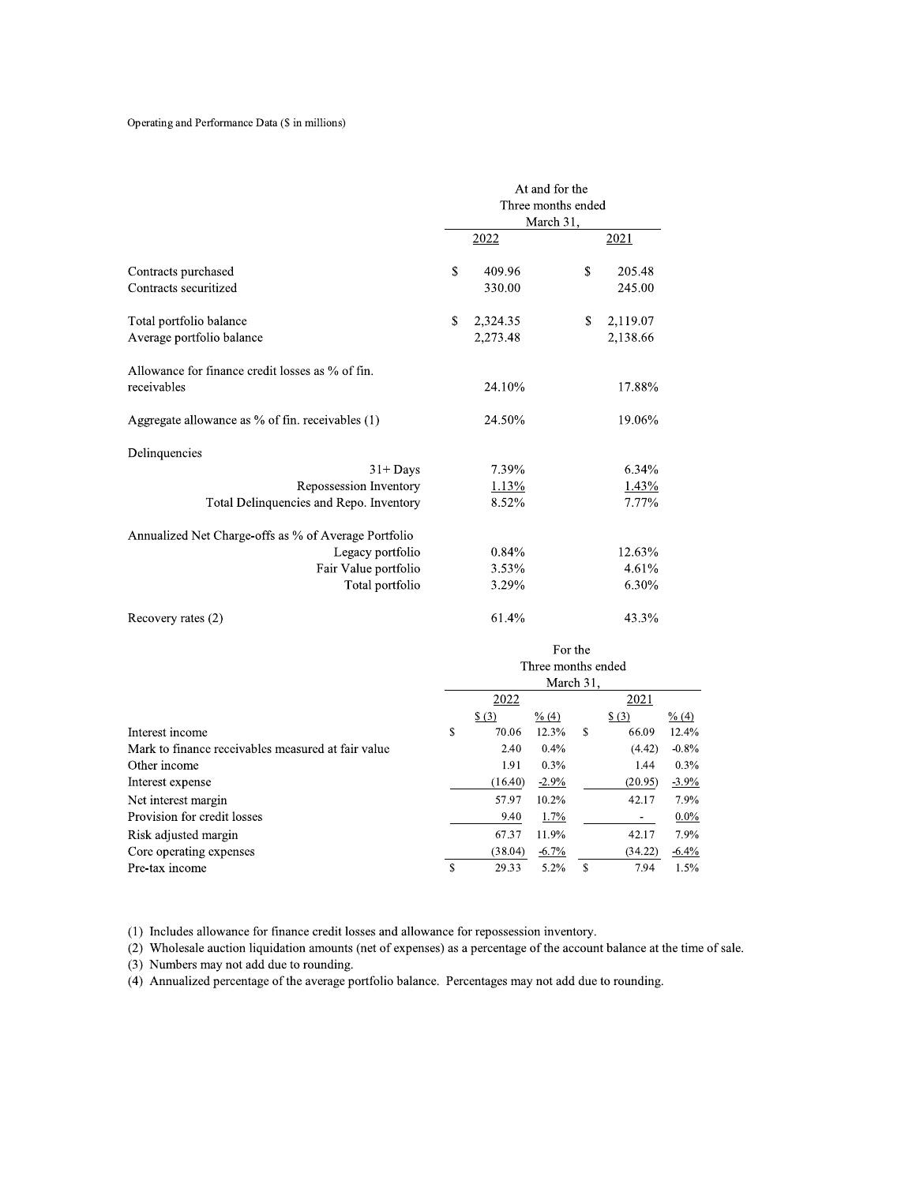Operating and Performance Data ($ in millions)

| | At and for the Three months ended March 31, 2022 | At and for the Three months ended March 31, 2021 |
|---|---|---|
| Contracts purchased | $ 409.96 | $ 205.48 |
| Contracts securitized | 330.00 | 245.00 |
| Total portfolio balance | $ 2,324.35 | $ 2,119.07 |
| Average portfolio balance | 2,273.48 | 2,138.66 |
| Allowance for finance credit losses as % of fin. receivables | 24.10% | 17.88% |
| Aggregate allowance as % of fin. receivables (1) | 24.50% | 19.06% |
| Delinquencies | | |
| 31+ Days | 7.39% | 6.34% |
| Repossession Inventory | 1.13% | 1.43% |
| Total Delinquencies and Repo. Inventory | 8.52% | 7.77% |
| Annualized Net Charge-offs as % of Average Portfolio | | |
| Legacy portfolio | 0.84% | 12.63% |
| Fair Value portfolio | 3.53% | 4.61% |
| Total portfolio | 3.29% | 6.30% |
| Recovery rates (2) | 61.4% | 43.3% |

| | For the Three months ended March 31, 2022 | | For the Three months ended March 31, 2021 | |
|---|---|---|---|---|
| | $ (3) | % (4) | $ (3) | % (4) |
| Interest income | $ 70.06 | 12.3% | $ 66.09 | 12.4% |
| Mark to finance receivables measured at fair value | 2.40 | 0.4% | (4.42) | -0.8% |
| Other income | 1.91 | 0.3% | 1.44 | 0.3% |
| Interest expense | (16.40) | -2.9% | (20.95) | -3.9% |
| Net interest margin | 57.97 | 10.2% | 42.17 | 7.9% |
| Provision for credit losses | 9.40 | 1.7% | - | 0.0% |
| Risk adjusted margin | 67.37 | 11.9% | 42.17 | 7.9% |
| Core operating expenses | (38.04) | -6.7% | (34.22) | -6.4% |
| Pre-tax income | $ 29.33 | 5.2% | $ 7.94 | 1.5% |

(1) Includes allowance for finance credit losses and allowance for repossession inventory.
(2) Wholesale auction liquidation amounts (net of expenses) as a percentage of the account balance at the time of sale.
(3) Numbers may not add due to rounding.
(4) Annualized percentage of the average portfolio balance. Percentages may not add due to rounding.